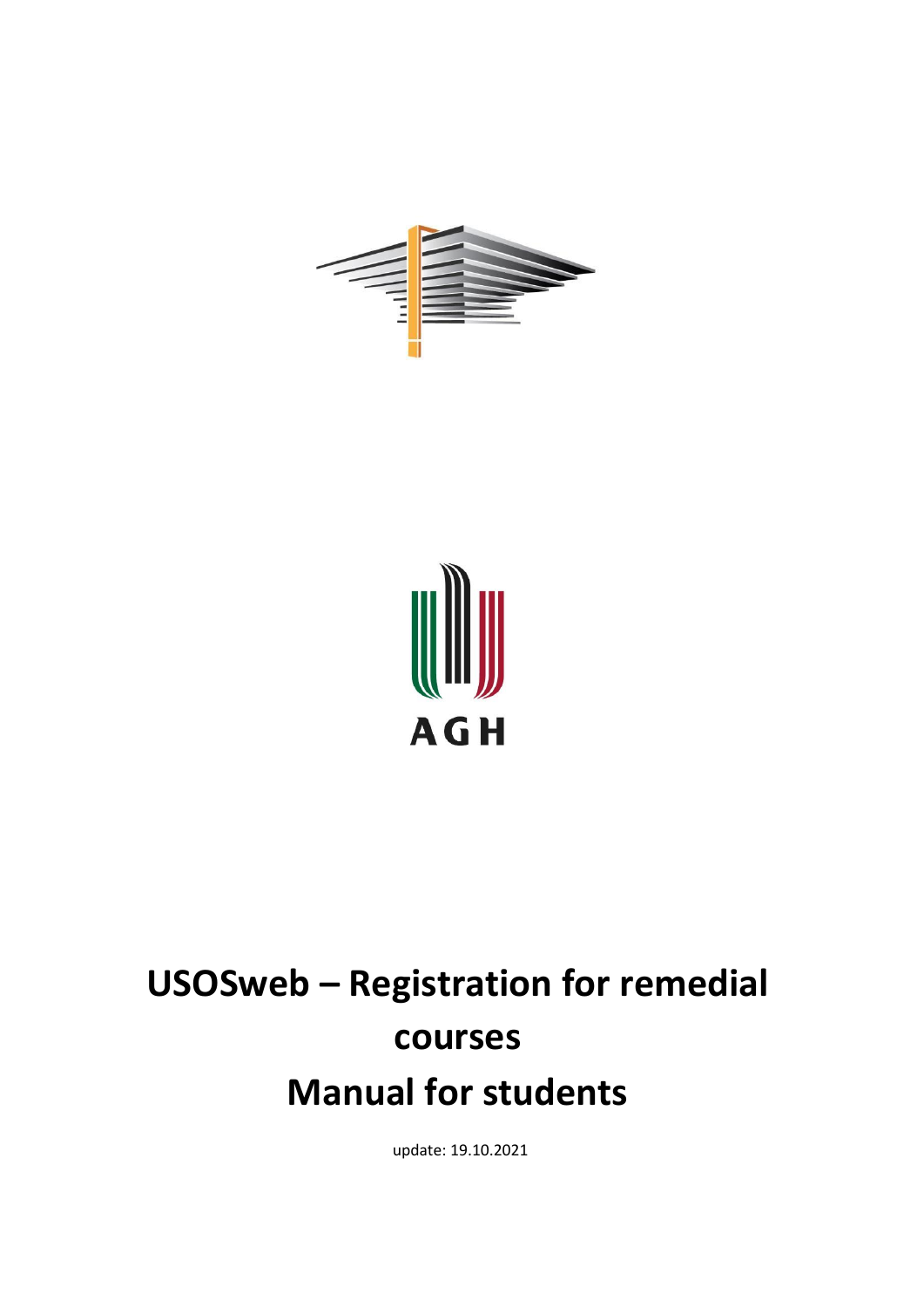AGH

# USOSweb – Registration for remedial courses

# Manual for students

update: 19.10.2021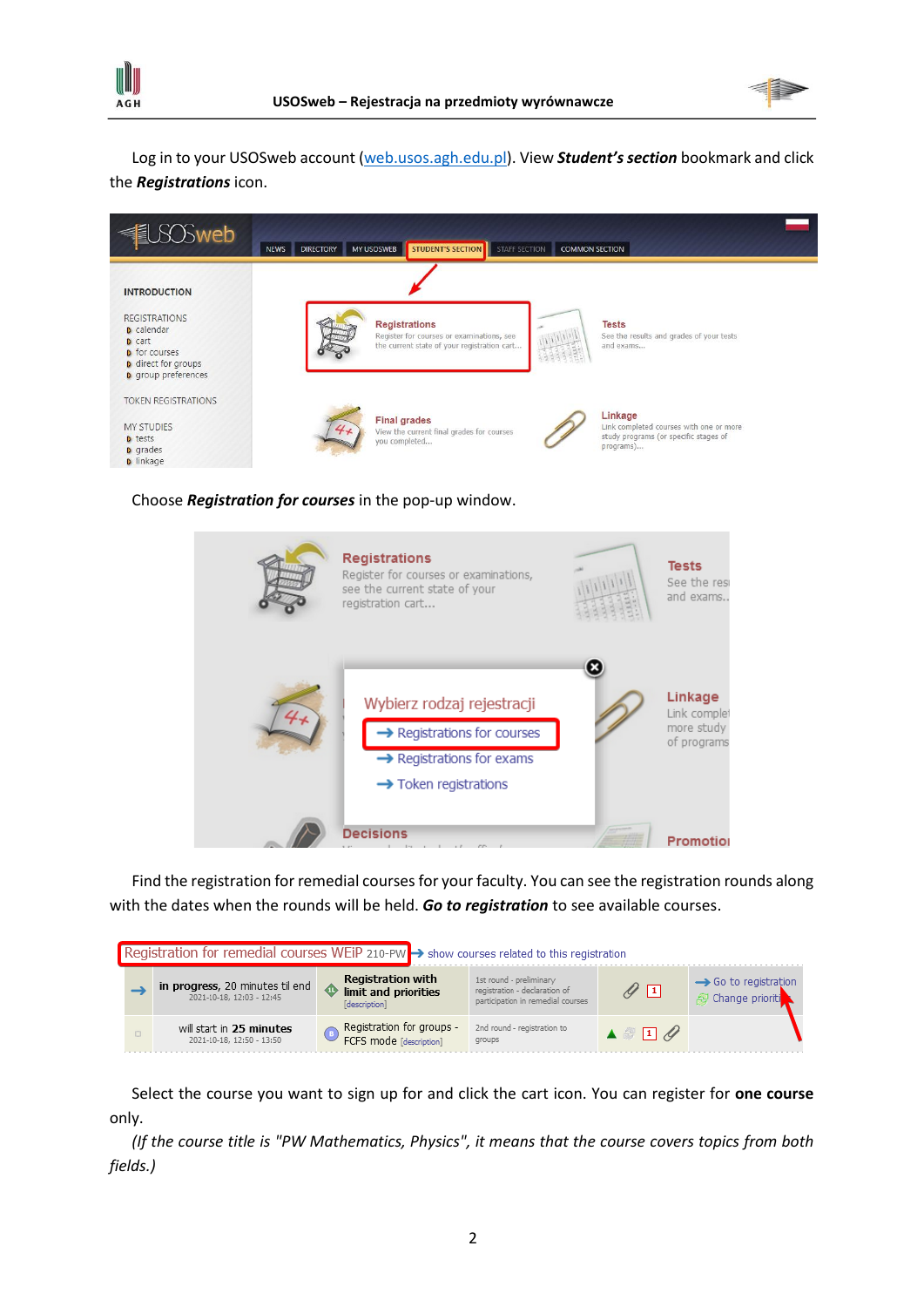Log in to your USOSweb account (web.usos.agh.edu.pl). View ***Student's section*** bookmark and click the ***Registrations*** icon.

Choose ***Registration for courses*** in the pop-up window.

Find the registration for remedial courses for your faculty. You can see the registration rounds along with the dates when the rounds will be held. ***Go to registration*** to see available courses.

Select the course you want to sign up for and click the cart icon. You can register for **one course** only.

*(If the course title is "PW Mathematics, Physics", it means that the course covers topics from both fields.)*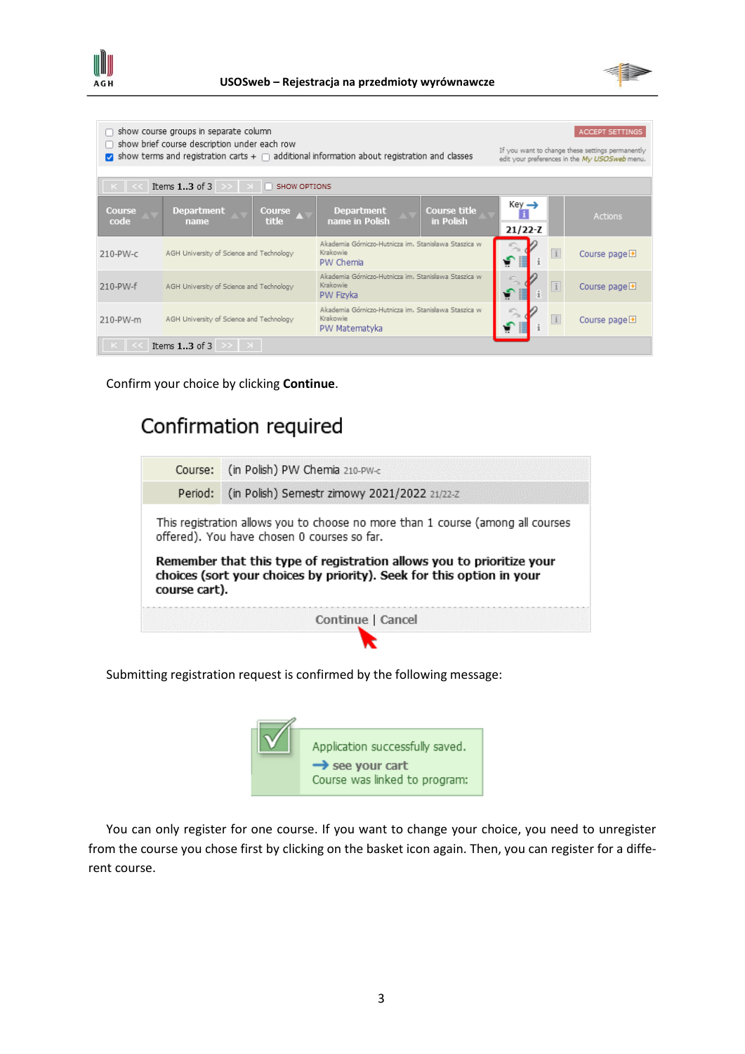| | | |
|---|---|---|
| ☐ show course groups in separate column<br>☐ show brief course description under each row<br>☑ show terms and registration carts + ☐ additional information about registration and classes | | ACCEPT SETTINGS<br>If you want to change these settings permanently edit your preferences in the My USOSweb menu. |

Items 1..3 of 3 ☐ SHOW OPTIONS

| Course code | Department name | Course title | Department name in Polish | Course title in Polish | Key 21/22-Z | | Actions |
|---|---|---|---|---|---|---|---|
| 210-PW-c | AGH University of Science and Technology | | Akademia Górniczo-Hutnicza im. Stanisława Staszica w Krakowie | PW Chemia | | | Course page |
| 210-PW-f | AGH University of Science and Technology | | Akademia Górniczo-Hutnicza im. Stanisława Staszica w Krakowie | PW Fizyka | | | Course page |
| 210-PW-m | AGH University of Science and Technology | | Akademia Górniczo-Hutnicza im. Stanisława Staszica w Krakowie | PW Matematyka | | | Course page |

Items 1..3 of 3

Confirm your choice by clicking **Continue**.

## Confirmation required

| | |
|---|---|
| Course: | (in Polish) PW Chemia 210-PW-c |
| Period: | (in Polish) Semestr zimowy 2021/2022 21/22-Z |

This registration allows you to choose no more than 1 course (among all courses offered). You have chosen 0 courses so far.

**Remember that this type of registration allows you to prioritize your choices (sort your choices by priority). Seek for this option in your course cart).**

Continue | Cancel

Submitting registration request is confirmed by the following message:

Application successfully saved.
→ see your cart
Course was linked to program:

You can only register for one course. If you want to change your choice, you need to unregister from the course you chose first by clicking on the basket icon again. Then, you can register for a different course.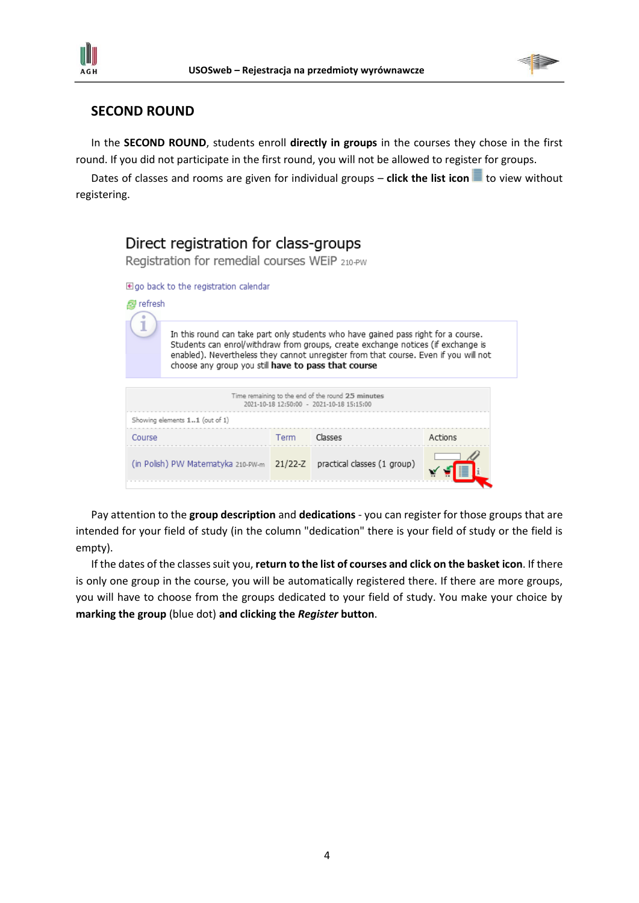## SECOND ROUND

In the **SECOND ROUND**, students enroll **directly in groups** in the courses they chose in the first round. If you did not participate in the first round, you will not be allowed to register for groups.

Dates of classes and rooms are given for individual groups – **click the list icon** to view without registering.

# Direct registration for class-groups

Registration for remedial courses WEiP 210-PW

go back to the registration calendar

refresh

In this round can take part only students who have gained pass right for a course. Students can enrol/withdraw from groups, create exchange notices (if exchange is enabled). Nevertheless they cannot unregister from that course. Even if you will not choose any group you still **have to pass that course**

Time remaining to the end of the round **25 minutes**
2021-10-18 12:50:00 - 2021-10-18 15:15:00

Showing elements **1..1** (out of 1)

| Course | Term | Classes | Actions |
|---|---|---|---|
| (in Polish) PW Matematyka 210-PW-m | 21/22-Z | practical classes (1 group) | |

Pay attention to the **group description** and **dedications** - you can register for those groups that are intended for your field of study (in the column "dedication" there is your field of study or the field is empty).

If the dates of the classes suit you, **return to the list of courses and click on the basket icon**. If there is only one group in the course, you will be automatically registered there. If there are more groups, you will have to choose from the groups dedicated to your field of study. You make your choice by **marking the group** (blue dot) **and clicking the *Register* button**.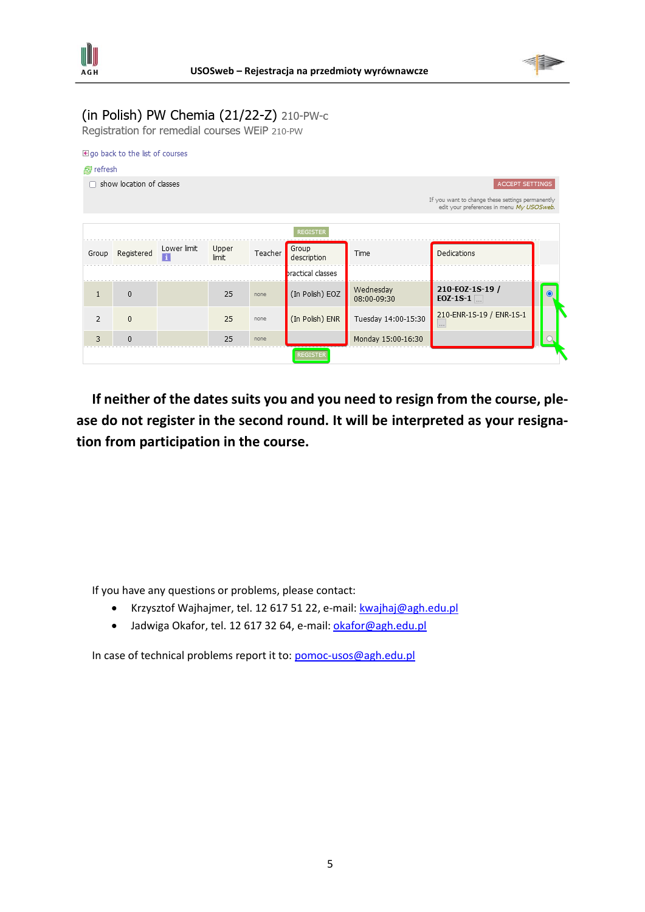# (in Polish) PW Chemia (21/22-Z) 210-PW-c

Registration for remedial courses WEiP 210-PW

go back to the list of courses

refresh

show location of classes

ACCEPT SETTINGS

If you want to change these settings permanently edit your preferences in menu My USOSweb.

REGISTER

| Group | Registered | Lower limit | Upper limit | Teacher | Group description | Time | Dedications | |
|---|---|---|---|---|---|---|---|---|
| | | | | | practical classes | | | |
| 1 | 0 | | 25 | none | (In Polish) EOZ | Wednesday 08:00-09:30 | **210-EOZ-1S-19 / EOZ-1S-1** ... | ◉ |
| 2 | 0 | | 25 | none | (In Polish) ENR | Tuesday 14:00-15:30 | 210-ENR-1S-19 / ENR-1S-1 ... | |
| 3 | 0 | | 25 | none | | Monday 15:00-16:30 | | ○ |

REGISTER

**If neither of the dates suits you and you need to resign from the course, please do not register in the second round. It will be interpreted as your resignation from participation in the course.**

If you have any questions or problems, please contact:

- Krzysztof Wajhajmer, tel. 12 617 51 22, e-mail: kwajhaj@agh.edu.pl
- Jadwiga Okafor, tel. 12 617 32 64, e-mail: okafor@agh.edu.pl

In case of technical problems report it to: pomoc-usos@agh.edu.pl